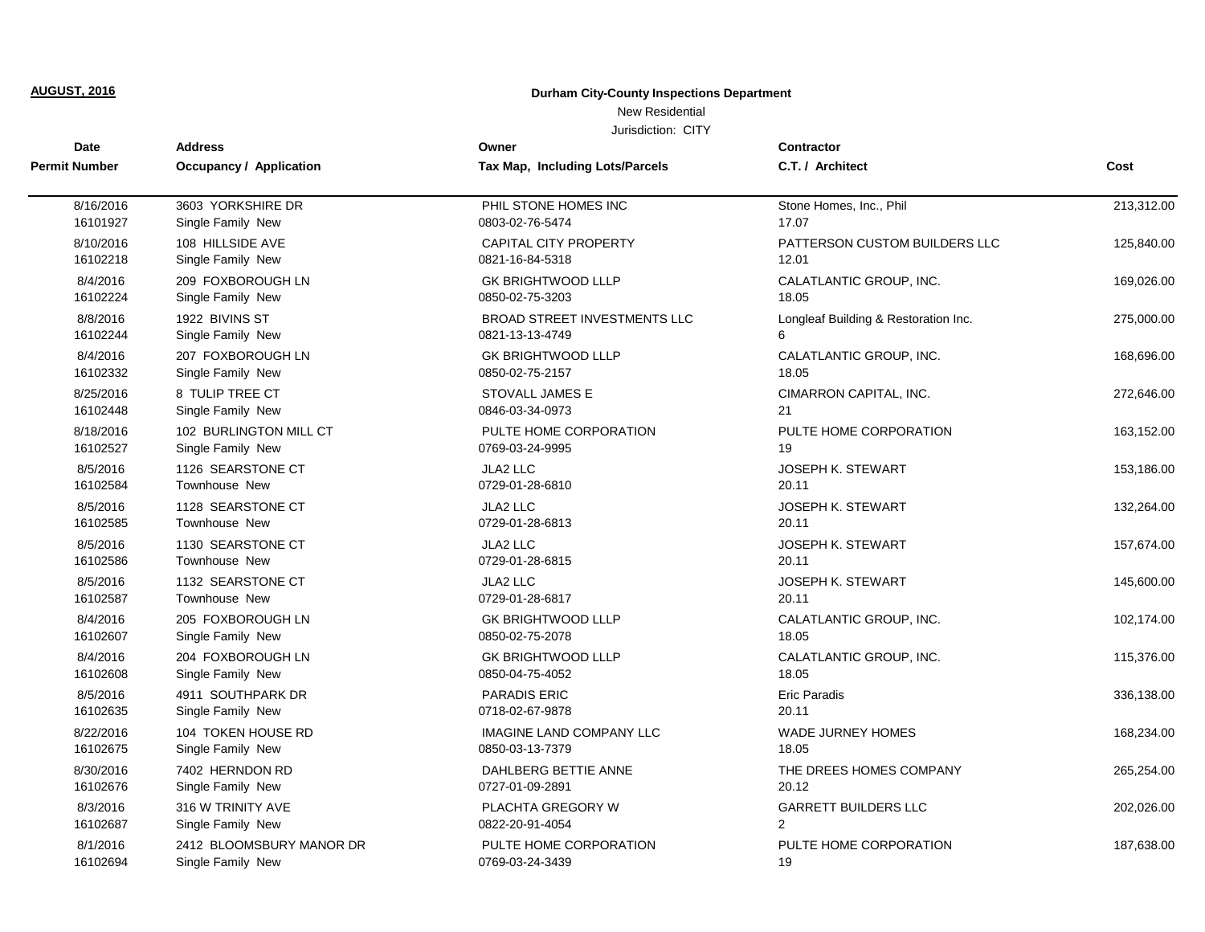**AUGUST, 2016**

**Durham City-County Inspections Department**

New Residential

Jurisdiction: CITY

| Date / Permit Number | Address / Occupancy / Application | Owner / Tax Map, Including Lots/Parcels | Contractor / C.T. / Architect | Cost |
|---|---|---|---|---|
| 8/16/2016<br>16101927 | 3603 YORKSHIRE DR<br>Single Family New | PHIL STONE HOMES INC<br>0803-02-76-5474 | Stone Homes, Inc., Phil<br>17.07 | 213,312.00 |
| 8/10/2016<br>16102218 | 108 HILLSIDE AVE<br>Single Family New | CAPITAL CITY PROPERTY<br>0821-16-84-5318 | PATTERSON CUSTOM BUILDERS LLC<br>12.01 | 125,840.00 |
| 8/4/2016<br>16102224 | 209 FOXBOROUGH LN<br>Single Family New | GK BRIGHTWOOD LLLP<br>0850-02-75-3203 | CALATLANTIC GROUP, INC.<br>18.05 | 169,026.00 |
| 8/8/2016<br>16102244 | 1922 BIVINS ST<br>Single Family New | BROAD STREET INVESTMENTS LLC<br>0821-13-13-4749 | Longleaf Building & Restoration Inc.<br>6 | 275,000.00 |
| 8/4/2016<br>16102332 | 207 FOXBOROUGH LN<br>Single Family New | GK BRIGHTWOOD LLLP<br>0850-02-75-2157 | CALATLANTIC GROUP, INC.<br>18.05 | 168,696.00 |
| 8/25/2016<br>16102448 | 8 TULIP TREE CT<br>Single Family New | STOVALL JAMES E<br>0846-03-34-0973 | CIMARRON CAPITAL, INC.<br>21 | 272,646.00 |
| 8/18/2016<br>16102527 | 102 BURLINGTON MILL CT<br>Single Family New | PULTE HOME CORPORATION<br>0769-03-24-9995 | PULTE HOME CORPORATION<br>19 | 163,152.00 |
| 8/5/2016<br>16102584 | 1126 SEARSTONE CT<br>Townhouse New | JLA2 LLC<br>0729-01-28-6810 | JOSEPH K. STEWART<br>20.11 | 153,186.00 |
| 8/5/2016<br>16102585 | 1128 SEARSTONE CT<br>Townhouse New | JLA2 LLC<br>0729-01-28-6813 | JOSEPH K. STEWART<br>20.11 | 132,264.00 |
| 8/5/2016<br>16102586 | 1130 SEARSTONE CT<br>Townhouse New | JLA2 LLC<br>0729-01-28-6815 | JOSEPH K. STEWART<br>20.11 | 157,674.00 |
| 8/5/2016<br>16102587 | 1132 SEARSTONE CT<br>Townhouse New | JLA2 LLC<br>0729-01-28-6817 | JOSEPH K. STEWART<br>20.11 | 145,600.00 |
| 8/4/2016<br>16102607 | 205 FOXBOROUGH LN<br>Single Family New | GK BRIGHTWOOD LLLP<br>0850-02-75-2078 | CALATLANTIC GROUP, INC.<br>18.05 | 102,174.00 |
| 8/4/2016<br>16102608 | 204 FOXBOROUGH LN<br>Single Family New | GK BRIGHTWOOD LLLP<br>0850-04-75-4052 | CALATLANTIC GROUP, INC.<br>18.05 | 115,376.00 |
| 8/5/2016<br>16102635 | 4911 SOUTHPARK DR<br>Single Family New | PARADIS ERIC<br>0718-02-67-9878 | Eric Paradis<br>20.11 | 336,138.00 |
| 8/22/2016<br>16102675 | 104 TOKEN HOUSE RD<br>Single Family New | IMAGINE LAND COMPANY LLC<br>0850-03-13-7379 | WADE JURNEY HOMES<br>18.05 | 168,234.00 |
| 8/30/2016<br>16102676 | 7402 HERNDON RD<br>Single Family New | DAHLBERG BETTIE ANNE<br>0727-01-09-2891 | THE DREES HOMES COMPANY<br>20.12 | 265,254.00 |
| 8/3/2016<br>16102687 | 316 W TRINITY AVE<br>Single Family New | PLACHTA GREGORY W<br>0822-20-91-4054 | GARRETT BUILDERS LLC<br>2 | 202,026.00 |
| 8/1/2016<br>16102694 | 2412 BLOOMSBURY MANOR DR<br>Single Family New | PULTE HOME CORPORATION<br>0769-03-24-3439 | PULTE HOME CORPORATION<br>19 | 187,638.00 |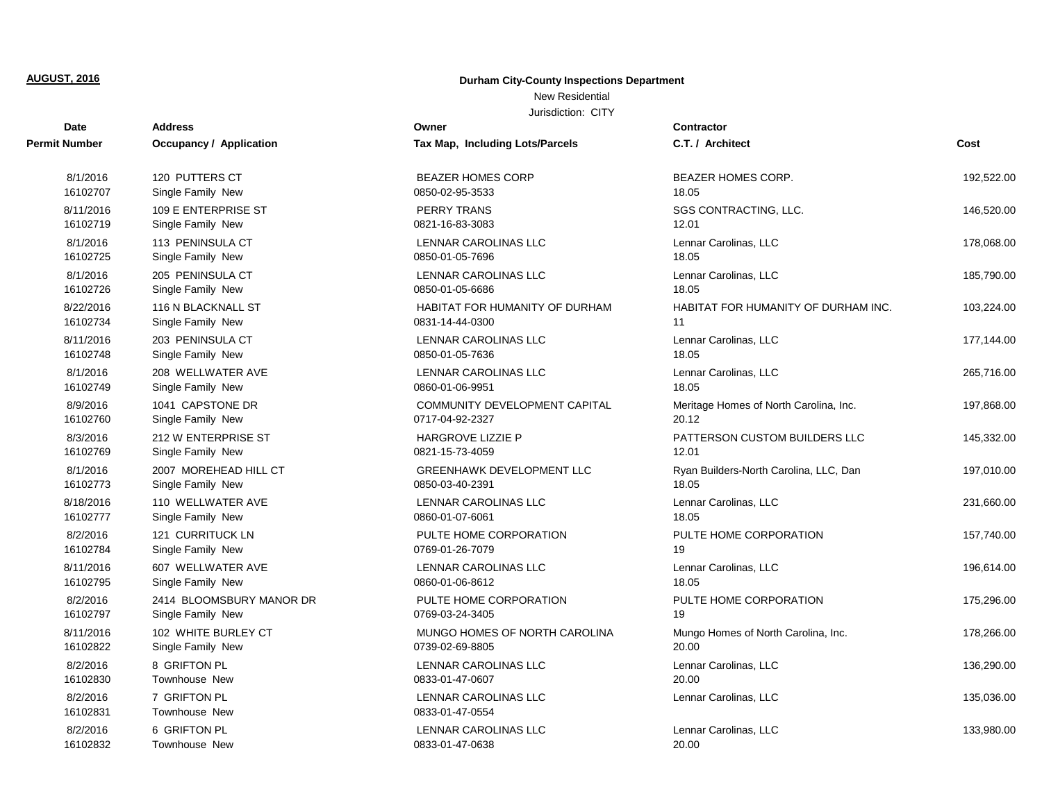**AUGUST, 2016**

**Durham City-County Inspections Department**

New Residential

Jurisdiction: CITY

| Date / Permit Number | Address / Occupancy / Application | Owner / Tax Map, Including Lots/Parcels | Contractor / C.T. / Architect | Cost |
|---|---|---|---|---|
| 8/1/2016<br>16102707 | 120 PUTTERS CT<br>Single Family New | BEAZER HOMES CORP<br>0850-02-95-3533 | BEAZER HOMES CORP.<br>18.05 | 192,522.00 |
| 8/11/2016<br>16102719 | 109 E ENTERPRISE ST<br>Single Family New | PERRY TRANS<br>0821-16-83-3083 | SGS CONTRACTING, LLC.<br>12.01 | 146,520.00 |
| 8/1/2016<br>16102725 | 113 PENINSULA CT<br>Single Family New | LENNAR CAROLINAS LLC<br>0850-01-05-7696 | Lennar Carolinas, LLC<br>18.05 | 178,068.00 |
| 8/1/2016<br>16102726 | 205 PENINSULA CT<br>Single Family New | LENNAR CAROLINAS LLC<br>0850-01-05-6686 | Lennar Carolinas, LLC<br>18.05 | 185,790.00 |
| 8/22/2016<br>16102734 | 116 N BLACKNALL ST<br>Single Family New | HABITAT FOR HUMANITY OF DURHAM<br>0831-14-44-0300 | HABITAT FOR HUMANITY OF DURHAM INC.<br>11 | 103,224.00 |
| 8/11/2016<br>16102748 | 203 PENINSULA CT<br>Single Family New | LENNAR CAROLINAS LLC<br>0850-01-05-7636 | Lennar Carolinas, LLC<br>18.05 | 177,144.00 |
| 8/1/2016<br>16102749 | 208 WELLWATER AVE<br>Single Family New | LENNAR CAROLINAS LLC<br>0860-01-06-9951 | Lennar Carolinas, LLC<br>18.05 | 265,716.00 |
| 8/9/2016<br>16102760 | 1041 CAPSTONE DR<br>Single Family New | COMMUNITY DEVELOPMENT CAPITAL<br>0717-04-92-2327 | Meritage Homes of North Carolina, Inc.<br>20.12 | 197,868.00 |
| 8/3/2016<br>16102769 | 212 W ENTERPRISE ST<br>Single Family New | HARGROVE LIZZIE P<br>0821-15-73-4059 | PATTERSON CUSTOM BUILDERS LLC<br>12.01 | 145,332.00 |
| 8/1/2016<br>16102773 | 2007 MOREHEAD HILL CT<br>Single Family New | GREENHAWK DEVELOPMENT LLC<br>0850-03-40-2391 | Ryan Builders-North Carolina, LLC, Dan<br>18.05 | 197,010.00 |
| 8/18/2016<br>16102777 | 110 WELLWATER AVE<br>Single Family New | LENNAR CAROLINAS LLC<br>0860-01-07-6061 | Lennar Carolinas, LLC<br>18.05 | 231,660.00 |
| 8/2/2016<br>16102784 | 121 CURRITUCK LN<br>Single Family New | PULTE HOME CORPORATION<br>0769-01-26-7079 | PULTE HOME CORPORATION<br>19 | 157,740.00 |
| 8/11/2016<br>16102795 | 607 WELLWATER AVE<br>Single Family New | LENNAR CAROLINAS LLC<br>0860-01-06-8612 | Lennar Carolinas, LLC<br>18.05 | 196,614.00 |
| 8/2/2016<br>16102797 | 2414 BLOOMSBURY MANOR DR<br>Single Family New | PULTE HOME CORPORATION<br>0769-03-24-3405 | PULTE HOME CORPORATION<br>19 | 175,296.00 |
| 8/11/2016<br>16102822 | 102 WHITE BURLEY CT<br>Single Family New | MUNGO HOMES OF NORTH CAROLINA<br>0739-02-69-8805 | Mungo Homes of North Carolina, Inc.<br>20.00 | 178,266.00 |
| 8/2/2016<br>16102830 | 8 GRIFTON PL<br>Townhouse New | LENNAR CAROLINAS LLC<br>0833-01-47-0607 | Lennar Carolinas, LLC<br>20.00 | 136,290.00 |
| 8/2/2016<br>16102831 | 7 GRIFTON PL<br>Townhouse New | LENNAR CAROLINAS LLC<br>0833-01-47-0554 | Lennar Carolinas, LLC | 135,036.00 |
| 8/2/2016<br>16102832 | 6 GRIFTON PL<br>Townhouse New | LENNAR CAROLINAS LLC<br>0833-01-47-0638 | Lennar Carolinas, LLC<br>20.00 | 133,980.00 |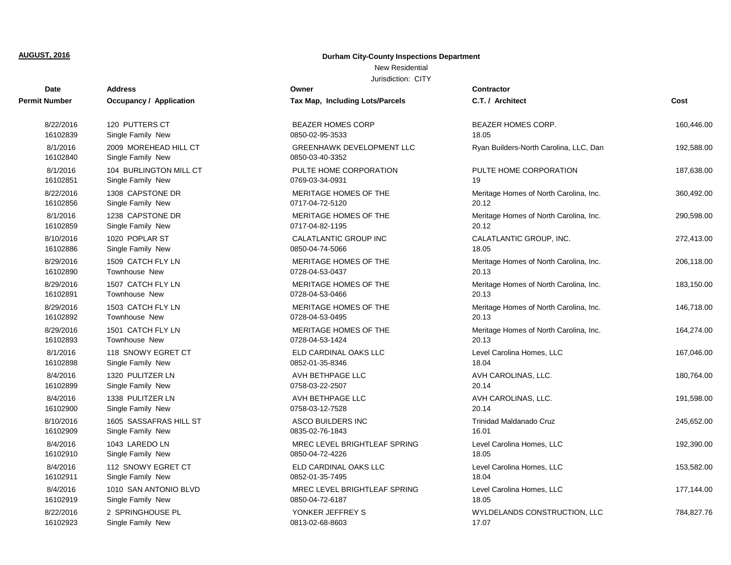**AUGUST, 2016**

**Durham City-County Inspections Department**

New Residential

Jurisdiction: CITY

| Date / Permit Number | Address / Occupancy / Application | Owner / Tax Map, Including Lots/Parcels | Contractor / C.T. / Architect | Cost |
|---|---|---|---|---|
| 8/22/2016<br>16102839 | 120 PUTTERS CT<br>Single Family New | BEAZER HOMES CORP<br>0850-02-95-3533 | BEAZER HOMES CORP.<br>18.05 | 160,446.00 |
| 8/1/2016<br>16102840 | 2009 MOREHEAD HILL CT<br>Single Family New | GREENHAWK DEVELOPMENT LLC<br>0850-03-40-3352 | Ryan Builders-North Carolina, LLC, Dan | 192,588.00 |
| 8/1/2016<br>16102851 | 104 BURLINGTON MILL CT<br>Single Family New | PULTE HOME CORPORATION<br>0769-03-34-0931 | PULTE HOME CORPORATION<br>19 | 187,638.00 |
| 8/22/2016<br>16102856 | 1308 CAPSTONE DR<br>Single Family New | MERITAGE HOMES OF THE<br>0717-04-72-5120 | Meritage Homes of North Carolina, Inc.<br>20.12 | 360,492.00 |
| 8/1/2016<br>16102859 | 1238 CAPSTONE DR<br>Single Family New | MERITAGE HOMES OF THE<br>0717-04-82-1195 | Meritage Homes of North Carolina, Inc.<br>20.12 | 290,598.00 |
| 8/10/2016<br>16102886 | 1020 POPLAR ST<br>Single Family New | CALATLANTIC GROUP INC<br>0850-04-74-5066 | CALATLANTIC GROUP, INC.<br>18.05 | 272,413.00 |
| 8/29/2016<br>16102890 | 1509 CATCH FLY LN<br>Townhouse New | MERITAGE HOMES OF THE<br>0728-04-53-0437 | Meritage Homes of North Carolina, Inc.<br>20.13 | 206,118.00 |
| 8/29/2016<br>16102891 | 1507 CATCH FLY LN<br>Townhouse New | MERITAGE HOMES OF THE<br>0728-04-53-0466 | Meritage Homes of North Carolina, Inc.<br>20.13 | 183,150.00 |
| 8/29/2016<br>16102892 | 1503 CATCH FLY LN<br>Townhouse New | MERITAGE HOMES OF THE<br>0728-04-53-0495 | Meritage Homes of North Carolina, Inc.<br>20.13 | 146,718.00 |
| 8/29/2016<br>16102893 | 1501 CATCH FLY LN<br>Townhouse New | MERITAGE HOMES OF THE<br>0728-04-53-1424 | Meritage Homes of North Carolina, Inc.<br>20.13 | 164,274.00 |
| 8/1/2016<br>16102898 | 118 SNOWY EGRET CT<br>Single Family New | ELD CARDINAL OAKS LLC<br>0852-01-35-8346 | Level Carolina Homes, LLC<br>18.04 | 167,046.00 |
| 8/4/2016<br>16102899 | 1320 PULITZER LN<br>Single Family New | AVH BETHPAGE LLC<br>0758-03-22-2507 | AVH CAROLINAS, LLC.<br>20.14 | 180,764.00 |
| 8/4/2016<br>16102900 | 1338 PULITZER LN<br>Single Family New | AVH BETHPAGE LLC<br>0758-03-12-7528 | AVH CAROLINAS, LLC.<br>20.14 | 191,598.00 |
| 8/10/2016<br>16102909 | 1605 SASSAFRAS HILL ST<br>Single Family New | ASCO BUILDERS INC<br>0835-02-76-1843 | Trinidad Maldanado Cruz<br>16.01 | 245,652.00 |
| 8/4/2016<br>16102910 | 1043 LAREDO LN<br>Single Family New | MREC LEVEL BRIGHTLEAF SPRING<br>0850-04-72-4226 | Level Carolina Homes, LLC<br>18.05 | 192,390.00 |
| 8/4/2016<br>16102911 | 112 SNOWY EGRET CT<br>Single Family New | ELD CARDINAL OAKS LLC<br>0852-01-35-7495 | Level Carolina Homes, LLC<br>18.04 | 153,582.00 |
| 8/4/2016<br>16102919 | 1010 SAN ANTONIO BLVD<br>Single Family New | MREC LEVEL BRIGHTLEAF SPRING<br>0850-04-72-6187 | Level Carolina Homes, LLC<br>18.05 | 177,144.00 |
| 8/22/2016<br>16102923 | 2 SPRINGHOUSE PL<br>Single Family New | YONKER JEFFREY S<br>0813-02-68-8603 | WYLDELANDS CONSTRUCTION, LLC<br>17.07 | 784,827.76 |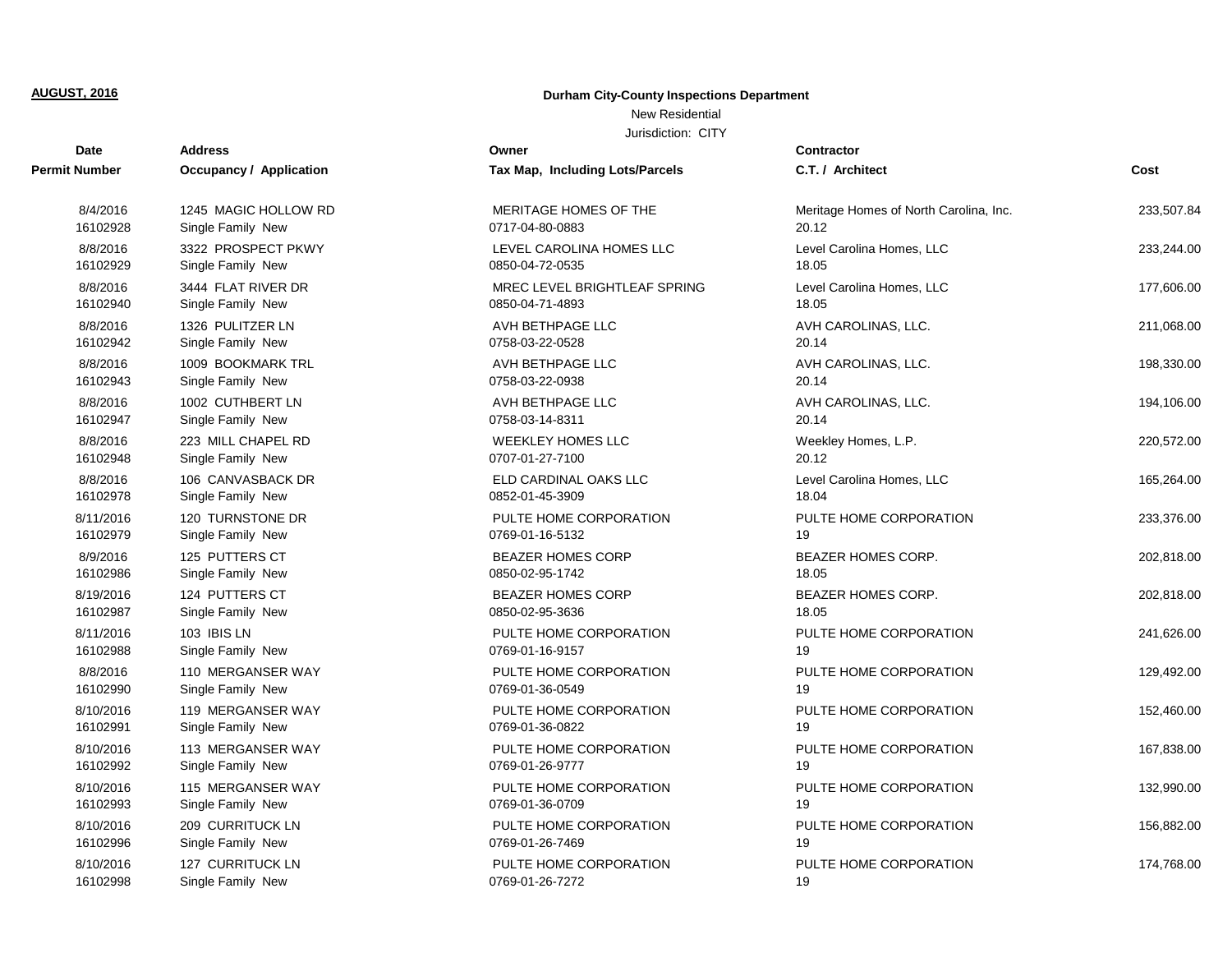**AUGUST, 2016**

**Durham City-County Inspections Department**

New Residential

Jurisdiction: CITY

| Date / Permit Number | Address / Occupancy / Application | Owner / Tax Map, Including Lots/Parcels | Contractor / C.T. / Architect | Cost |
|---|---|---|---|---|
| 8/4/2016<br>16102928 | 1245 MAGIC HOLLOW RD<br>Single Family New | MERITAGE HOMES OF THE<br>0717-04-80-0883 | Meritage Homes of North Carolina, Inc.<br>20.12 | 233,507.84 |
| 8/8/2016<br>16102929 | 3322 PROSPECT PKWY<br>Single Family New | LEVEL CAROLINA HOMES LLC<br>0850-04-72-0535 | Level Carolina Homes, LLC<br>18.05 | 233,244.00 |
| 8/8/2016<br>16102940 | 3444 FLAT RIVER DR<br>Single Family New | MREC LEVEL BRIGHTLEAF SPRING<br>0850-04-71-4893 | Level Carolina Homes, LLC<br>18.05 | 177,606.00 |
| 8/8/2016<br>16102942 | 1326 PULITZER LN<br>Single Family New | AVH BETHPAGE LLC<br>0758-03-22-0528 | AVH CAROLINAS, LLC.<br>20.14 | 211,068.00 |
| 8/8/2016<br>16102943 | 1009 BOOKMARK TRL<br>Single Family New | AVH BETHPAGE LLC<br>0758-03-22-0938 | AVH CAROLINAS, LLC.<br>20.14 | 198,330.00 |
| 8/8/2016<br>16102947 | 1002 CUTHBERT LN<br>Single Family New | AVH BETHPAGE LLC<br>0758-03-14-8311 | AVH CAROLINAS, LLC.<br>20.14 | 194,106.00 |
| 8/8/2016<br>16102948 | 223 MILL CHAPEL RD<br>Single Family New | WEEKLEY HOMES LLC<br>0707-01-27-7100 | Weekley Homes, L.P.<br>20.12 | 220,572.00 |
| 8/8/2016<br>16102978 | 106 CANVASBACK DR<br>Single Family New | ELD CARDINAL OAKS LLC<br>0852-01-45-3909 | Level Carolina Homes, LLC<br>18.04 | 165,264.00 |
| 8/11/2016<br>16102979 | 120 TURNSTONE DR<br>Single Family New | PULTE HOME CORPORATION<br>0769-01-16-5132 | PULTE HOME CORPORATION<br>19 | 233,376.00 |
| 8/9/2016<br>16102986 | 125 PUTTERS CT<br>Single Family New | BEAZER HOMES CORP<br>0850-02-95-1742 | BEAZER HOMES CORP.<br>18.05 | 202,818.00 |
| 8/19/2016<br>16102987 | 124 PUTTERS CT<br>Single Family New | BEAZER HOMES CORP<br>0850-02-95-3636 | BEAZER HOMES CORP.<br>18.05 | 202,818.00 |
| 8/11/2016<br>16102988 | 103 IBIS LN<br>Single Family New | PULTE HOME CORPORATION<br>0769-01-16-9157 | PULTE HOME CORPORATION<br>19 | 241,626.00 |
| 8/8/2016<br>16102990 | 110 MERGANSER WAY<br>Single Family New | PULTE HOME CORPORATION<br>0769-01-36-0549 | PULTE HOME CORPORATION<br>19 | 129,492.00 |
| 8/10/2016<br>16102991 | 119 MERGANSER WAY<br>Single Family New | PULTE HOME CORPORATION<br>0769-01-36-0822 | PULTE HOME CORPORATION<br>19 | 152,460.00 |
| 8/10/2016<br>16102992 | 113 MERGANSER WAY<br>Single Family New | PULTE HOME CORPORATION<br>0769-01-26-9777 | PULTE HOME CORPORATION<br>19 | 167,838.00 |
| 8/10/2016<br>16102993 | 115 MERGANSER WAY<br>Single Family New | PULTE HOME CORPORATION<br>0769-01-36-0709 | PULTE HOME CORPORATION<br>19 | 132,990.00 |
| 8/10/2016<br>16102996 | 209 CURRITUCK LN<br>Single Family New | PULTE HOME CORPORATION<br>0769-01-26-7469 | PULTE HOME CORPORATION<br>19 | 156,882.00 |
| 8/10/2016<br>16102998 | 127 CURRITUCK LN<br>Single Family New | PULTE HOME CORPORATION<br>0769-01-26-7272 | PULTE HOME CORPORATION<br>19 | 174,768.00 |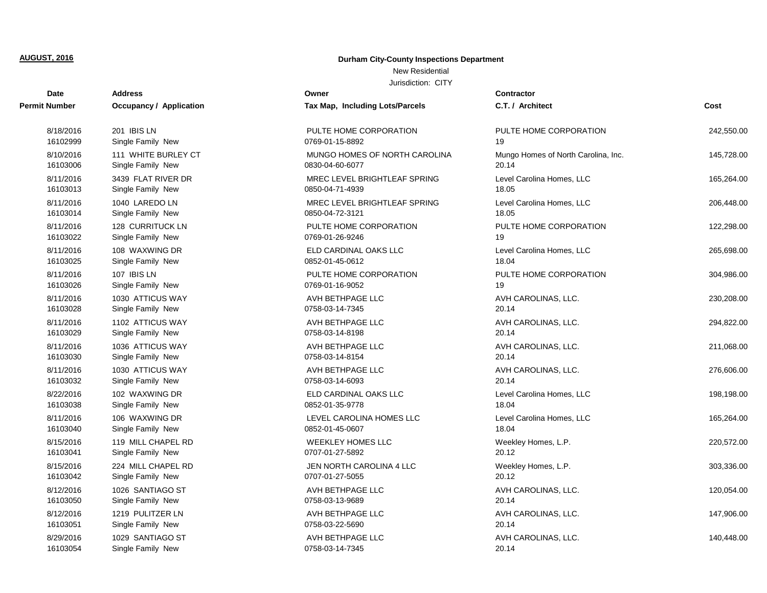**AUGUST, 2016**

**Durham City-County Inspections Department**

New Residential

Jurisdiction: CITY

| Date<br>Permit Number | Address<br>Occupancy / Application | Owner<br>Tax Map, Including Lots/Parcels | Contractor<br>C.T. / Architect | Cost |
|---|---|---|---|---|
| 8/18/2016<br>16102999 | 201 IBIS LN<br>Single Family New | PULTE HOME CORPORATION<br>0769-01-15-8892 | PULTE HOME CORPORATION<br>19 | 242,550.00 |
| 8/10/2016<br>16103006 | 111 WHITE BURLEY CT<br>Single Family New | MUNGO HOMES OF NORTH CAROLINA<br>0830-04-60-6077 | Mungo Homes of North Carolina, Inc.<br>20.14 | 145,728.00 |
| 8/11/2016<br>16103013 | 3439 FLAT RIVER DR<br>Single Family New | MREC LEVEL BRIGHTLEAF SPRING<br>0850-04-71-4939 | Level Carolina Homes, LLC<br>18.05 | 165,264.00 |
| 8/11/2016<br>16103014 | 1040 LAREDO LN<br>Single Family New | MREC LEVEL BRIGHTLEAF SPRING<br>0850-04-72-3121 | Level Carolina Homes, LLC<br>18.05 | 206,448.00 |
| 8/11/2016<br>16103022 | 128 CURRITUCK LN<br>Single Family New | PULTE HOME CORPORATION<br>0769-01-26-9246 | PULTE HOME CORPORATION<br>19 | 122,298.00 |
| 8/11/2016<br>16103025 | 108 WAXWING DR<br>Single Family New | ELD CARDINAL OAKS LLC<br>0852-01-45-0612 | Level Carolina Homes, LLC<br>18.04 | 265,698.00 |
| 8/11/2016<br>16103026 | 107 IBIS LN<br>Single Family New | PULTE HOME CORPORATION<br>0769-01-16-9052 | PULTE HOME CORPORATION<br>19 | 304,986.00 |
| 8/11/2016<br>16103028 | 1030 ATTICUS WAY<br>Single Family New | AVH BETHPAGE LLC<br>0758-03-14-7345 | AVH CAROLINAS, LLC.<br>20.14 | 230,208.00 |
| 8/11/2016<br>16103029 | 1102 ATTICUS WAY<br>Single Family New | AVH BETHPAGE LLC<br>0758-03-14-8198 | AVH CAROLINAS, LLC.<br>20.14 | 294,822.00 |
| 8/11/2016<br>16103030 | 1036 ATTICUS WAY<br>Single Family New | AVH BETHPAGE LLC<br>0758-03-14-8154 | AVH CAROLINAS, LLC.<br>20.14 | 211,068.00 |
| 8/11/2016<br>16103032 | 1030 ATTICUS WAY<br>Single Family New | AVH BETHPAGE LLC<br>0758-03-14-6093 | AVH CAROLINAS, LLC.<br>20.14 | 276,606.00 |
| 8/22/2016<br>16103038 | 102 WAXWING DR<br>Single Family New | ELD CARDINAL OAKS LLC<br>0852-01-35-9778 | Level Carolina Homes, LLC<br>18.04 | 198,198.00 |
| 8/11/2016<br>16103040 | 106 WAXWING DR<br>Single Family New | LEVEL CAROLINA HOMES LLC<br>0852-01-45-0607 | Level Carolina Homes, LLC<br>18.04 | 165,264.00 |
| 8/15/2016<br>16103041 | 119 MILL CHAPEL RD<br>Single Family New | WEEKLEY HOMES LLC<br>0707-01-27-5892 | Weekley Homes, L.P.<br>20.12 | 220,572.00 |
| 8/15/2016<br>16103042 | 224 MILL CHAPEL RD<br>Single Family New | JEN NORTH CAROLINA 4 LLC<br>0707-01-27-5055 | Weekley Homes, L.P.<br>20.12 | 303,336.00 |
| 8/12/2016<br>16103050 | 1026 SANTIAGO ST<br>Single Family New | AVH BETHPAGE LLC<br>0758-03-13-9689 | AVH CAROLINAS, LLC.<br>20.14 | 120,054.00 |
| 8/12/2016<br>16103051 | 1219 PULITZER LN<br>Single Family New | AVH BETHPAGE LLC<br>0758-03-22-5690 | AVH CAROLINAS, LLC.<br>20.14 | 147,906.00 |
| 8/29/2016<br>16103054 | 1029 SANTIAGO ST<br>Single Family New | AVH BETHPAGE LLC<br>0758-03-14-7345 | AVH CAROLINAS, LLC.<br>20.14 | 140,448.00 |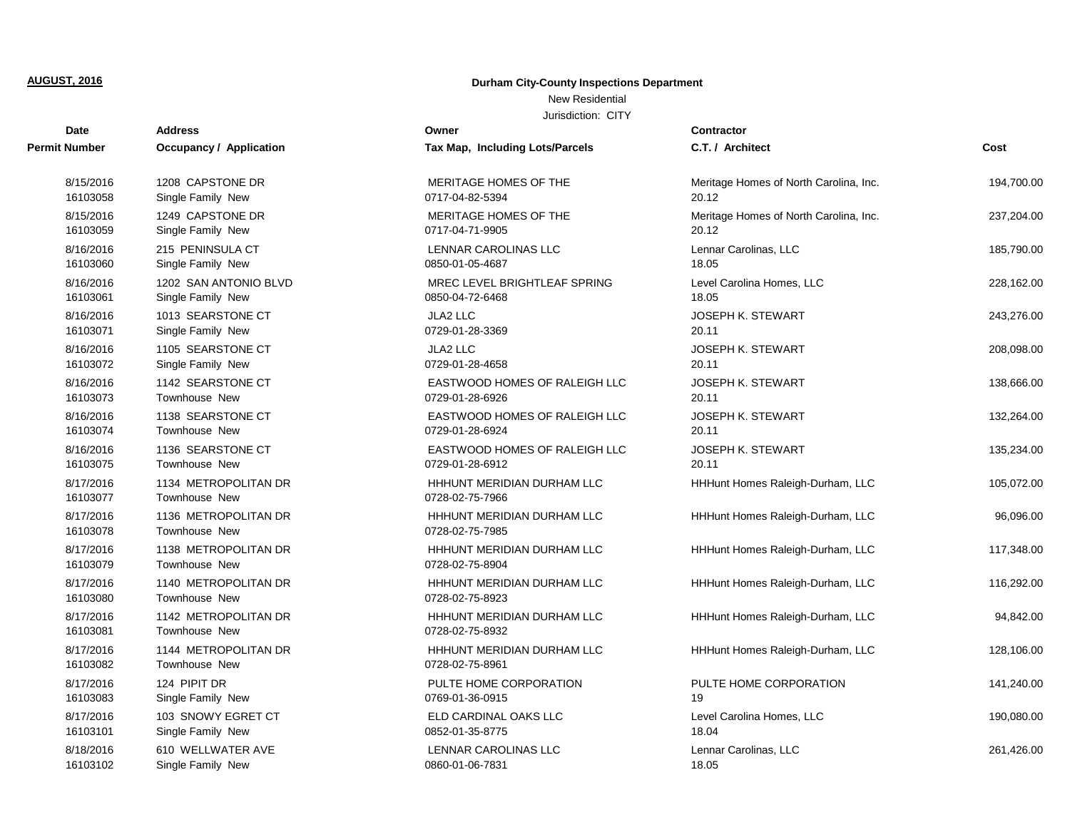**AUGUST, 2016**

**Durham City-County Inspections Department**

New Residential

Jurisdiction: CITY

| Date<br>Permit Number | Address<br>Occupancy / Application | Owner<br>Tax Map, Including Lots/Parcels | Contractor<br>C.T. / Architect | Cost |
|---|---|---|---|---|
| 8/15/2016<br>16103058 | 1208 CAPSTONE DR<br>Single Family New | MERITAGE HOMES OF THE<br>0717-04-82-5394 | Meritage Homes of North Carolina, Inc.<br>20.12 | 194,700.00 |
| 8/15/2016<br>16103059 | 1249 CAPSTONE DR<br>Single Family New | MERITAGE HOMES OF THE<br>0717-04-71-9905 | Meritage Homes of North Carolina, Inc.<br>20.12 | 237,204.00 |
| 8/16/2016<br>16103060 | 215 PENINSULA CT<br>Single Family New | LENNAR CAROLINAS LLC<br>0850-01-05-4687 | Lennar Carolinas, LLC<br>18.05 | 185,790.00 |
| 8/16/2016<br>16103061 | 1202 SAN ANTONIO BLVD<br>Single Family New | MREC LEVEL BRIGHTLEAF SPRING<br>0850-04-72-6468 | Level Carolina Homes, LLC<br>18.05 | 228,162.00 |
| 8/16/2016<br>16103071 | 1013 SEARSTONE CT<br>Single Family New | JLA2 LLC<br>0729-01-28-3369 | JOSEPH K. STEWART<br>20.11 | 243,276.00 |
| 8/16/2016<br>16103072 | 1105 SEARSTONE CT<br>Single Family New | JLA2 LLC<br>0729-01-28-4658 | JOSEPH K. STEWART<br>20.11 | 208,098.00 |
| 8/16/2016<br>16103073 | 1142 SEARSTONE CT<br>Townhouse New | EASTWOOD HOMES OF RALEIGH LLC<br>0729-01-28-6926 | JOSEPH K. STEWART<br>20.11 | 138,666.00 |
| 8/16/2016<br>16103074 | 1138 SEARSTONE CT<br>Townhouse New | EASTWOOD HOMES OF RALEIGH LLC<br>0729-01-28-6924 | JOSEPH K. STEWART<br>20.11 | 132,264.00 |
| 8/16/2016<br>16103075 | 1136 SEARSTONE CT<br>Townhouse New | EASTWOOD HOMES OF RALEIGH LLC<br>0729-01-28-6912 | JOSEPH K. STEWART<br>20.11 | 135,234.00 |
| 8/17/2016<br>16103077 | 1134 METROPOLITAN DR<br>Townhouse New | HHHUNT MERIDIAN DURHAM LLC<br>0728-02-75-7966 | HHHunt Homes Raleigh-Durham, LLC | 105,072.00 |
| 8/17/2016<br>16103078 | 1136 METROPOLITAN DR<br>Townhouse New | HHHUNT MERIDIAN DURHAM LLC<br>0728-02-75-7985 | HHHunt Homes Raleigh-Durham, LLC | 96,096.00 |
| 8/17/2016<br>16103079 | 1138 METROPOLITAN DR<br>Townhouse New | HHHUNT MERIDIAN DURHAM LLC<br>0728-02-75-8904 | HHHunt Homes Raleigh-Durham, LLC | 117,348.00 |
| 8/17/2016<br>16103080 | 1140 METROPOLITAN DR<br>Townhouse New | HHHUNT MERIDIAN DURHAM LLC<br>0728-02-75-8923 | HHHunt Homes Raleigh-Durham, LLC | 116,292.00 |
| 8/17/2016<br>16103081 | 1142 METROPOLITAN DR<br>Townhouse New | HHHUNT MERIDIAN DURHAM LLC<br>0728-02-75-8932 | HHHunt Homes Raleigh-Durham, LLC | 94,842.00 |
| 8/17/2016<br>16103082 | 1144 METROPOLITAN DR<br>Townhouse New | HHHUNT MERIDIAN DURHAM LLC<br>0728-02-75-8961 | HHHunt Homes Raleigh-Durham, LLC | 128,106.00 |
| 8/17/2016<br>16103083 | 124 PIPIT DR<br>Single Family New | PULTE HOME CORPORATION<br>0769-01-36-0915 | PULTE HOME CORPORATION<br>19 | 141,240.00 |
| 8/17/2016<br>16103101 | 103 SNOWY EGRET CT<br>Single Family New | ELD CARDINAL OAKS LLC<br>0852-01-35-8775 | Level Carolina Homes, LLC<br>18.04 | 190,080.00 |
| 8/18/2016<br>16103102 | 610 WELLWATER AVE<br>Single Family New | LENNAR CAROLINAS LLC<br>0860-01-06-7831 | Lennar Carolinas, LLC<br>18.05 | 261,426.00 |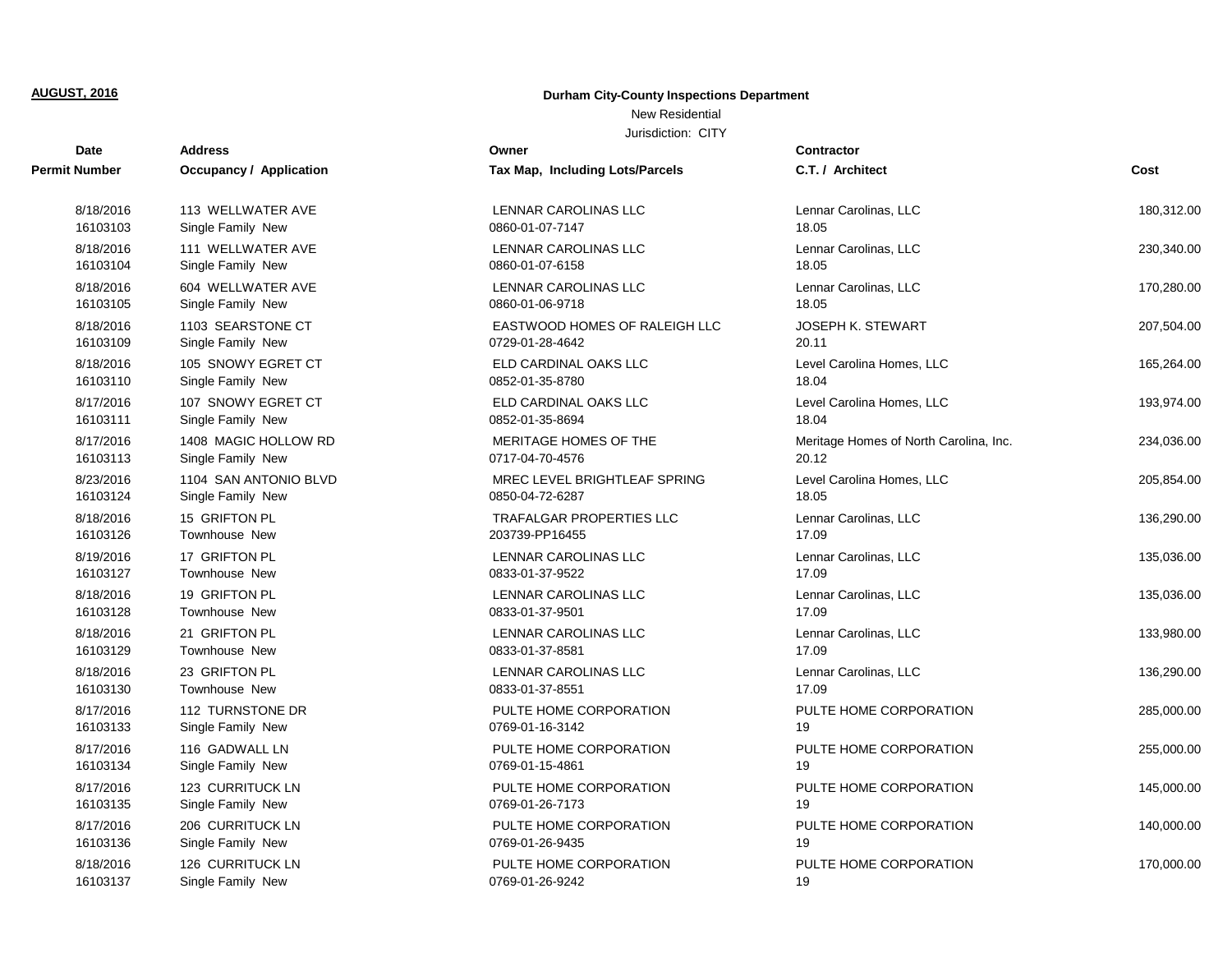**AUGUST, 2016**

**Durham City-County Inspections Department**

New Residential

Jurisdiction: CITY

| Date / Permit Number | Address / Occupancy / Application | Owner / Tax Map, Including Lots/Parcels | Contractor / C.T. / Architect | Cost |
|---|---|---|---|---|
| 8/18/2016<br>16103103 | 113 WELLWATER AVE<br>Single Family New | LENNAR CAROLINAS LLC<br>0860-01-07-7147 | Lennar Carolinas, LLC<br>18.05 | 180,312.00 |
| 8/18/2016<br>16103104 | 111 WELLWATER AVE<br>Single Family New | LENNAR CAROLINAS LLC<br>0860-01-07-6158 | Lennar Carolinas, LLC<br>18.05 | 230,340.00 |
| 8/18/2016<br>16103105 | 604 WELLWATER AVE<br>Single Family New | LENNAR CAROLINAS LLC<br>0860-01-06-9718 | Lennar Carolinas, LLC<br>18.05 | 170,280.00 |
| 8/18/2016<br>16103109 | 1103 SEARSTONE CT<br>Single Family New | EASTWOOD HOMES OF RALEIGH LLC<br>0729-01-28-4642 | JOSEPH K. STEWART<br>20.11 | 207,504.00 |
| 8/18/2016<br>16103110 | 105 SNOWY EGRET CT<br>Single Family New | ELD CARDINAL OAKS LLC<br>0852-01-35-8780 | Level Carolina Homes, LLC<br>18.04 | 165,264.00 |
| 8/17/2016<br>16103111 | 107 SNOWY EGRET CT<br>Single Family New | ELD CARDINAL OAKS LLC<br>0852-01-35-8694 | Level Carolina Homes, LLC<br>18.04 | 193,974.00 |
| 8/17/2016<br>16103113 | 1408 MAGIC HOLLOW RD<br>Single Family New | MERITAGE HOMES OF THE<br>0717-04-70-4576 | Meritage Homes of North Carolina, Inc.<br>20.12 | 234,036.00 |
| 8/23/2016<br>16103124 | 1104 SAN ANTONIO BLVD<br>Single Family New | MREC LEVEL BRIGHTLEAF SPRING<br>0850-04-72-6287 | Level Carolina Homes, LLC<br>18.05 | 205,854.00 |
| 8/18/2016<br>16103126 | 15 GRIFTON PL<br>Townhouse New | TRAFALGAR PROPERTIES LLC<br>203739-PP16455 | Lennar Carolinas, LLC<br>17.09 | 136,290.00 |
| 8/19/2016<br>16103127 | 17 GRIFTON PL<br>Townhouse New | LENNAR CAROLINAS LLC<br>0833-01-37-9522 | Lennar Carolinas, LLC<br>17.09 | 135,036.00 |
| 8/18/2016<br>16103128 | 19 GRIFTON PL<br>Townhouse New | LENNAR CAROLINAS LLC<br>0833-01-37-9501 | Lennar Carolinas, LLC<br>17.09 | 135,036.00 |
| 8/18/2016<br>16103129 | 21 GRIFTON PL<br>Townhouse New | LENNAR CAROLINAS LLC<br>0833-01-37-8581 | Lennar Carolinas, LLC<br>17.09 | 133,980.00 |
| 8/18/2016<br>16103130 | 23 GRIFTON PL<br>Townhouse New | LENNAR CAROLINAS LLC<br>0833-01-37-8551 | Lennar Carolinas, LLC<br>17.09 | 136,290.00 |
| 8/17/2016<br>16103133 | 112 TURNSTONE DR<br>Single Family New | PULTE HOME CORPORATION<br>0769-01-16-3142 | PULTE HOME CORPORATION<br>19 | 285,000.00 |
| 8/17/2016<br>16103134 | 116 GADWALL LN<br>Single Family New | PULTE HOME CORPORATION<br>0769-01-15-4861 | PULTE HOME CORPORATION<br>19 | 255,000.00 |
| 8/17/2016<br>16103135 | 123 CURRITUCK LN<br>Single Family New | PULTE HOME CORPORATION<br>0769-01-26-7173 | PULTE HOME CORPORATION<br>19 | 145,000.00 |
| 8/17/2016<br>16103136 | 206 CURRITUCK LN<br>Single Family New | PULTE HOME CORPORATION<br>0769-01-26-9435 | PULTE HOME CORPORATION<br>19 | 140,000.00 |
| 8/18/2016<br>16103137 | 126 CURRITUCK LN<br>Single Family New | PULTE HOME CORPORATION<br>0769-01-26-9242 | PULTE HOME CORPORATION<br>19 | 170,000.00 |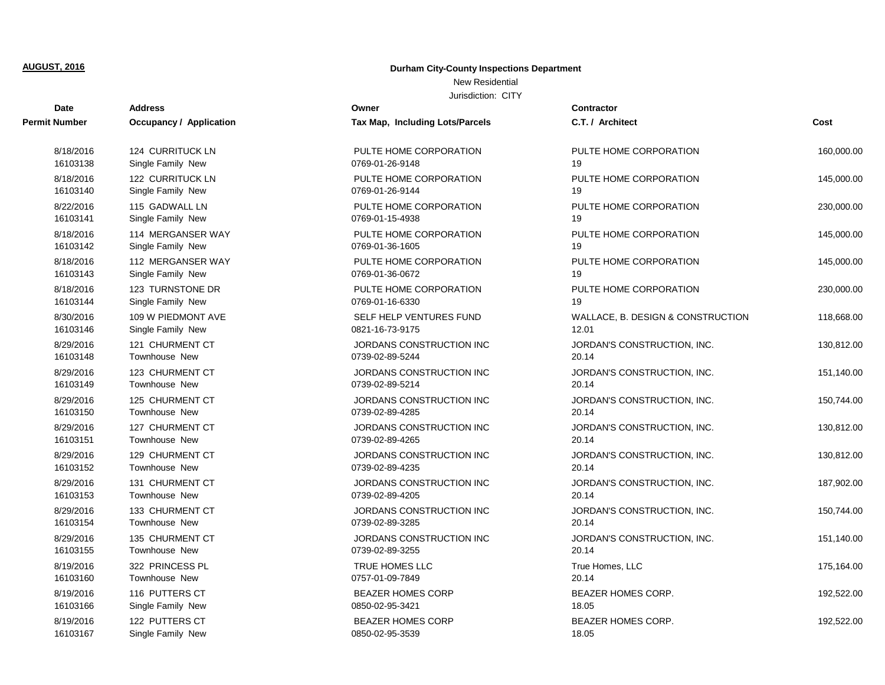**AUGUST, 2016**

**Durham City-County Inspections Department**

New Residential

Jurisdiction: CITY

| Date<br>Permit Number | Address<br>Occupancy / Application | Owner<br>Tax Map, Including Lots/Parcels | Contractor<br>C.T. / Architect | Cost |
|---|---|---|---|---|
| 8/18/2016<br>16103138 | 124 CURRITUCK LN<br>Single Family New | PULTE HOME CORPORATION<br>0769-01-26-9148 | PULTE HOME CORPORATION<br>19 | 160,000.00 |
| 8/18/2016<br>16103140 | 122 CURRITUCK LN<br>Single Family New | PULTE HOME CORPORATION<br>0769-01-26-9144 | PULTE HOME CORPORATION<br>19 | 145,000.00 |
| 8/22/2016<br>16103141 | 115 GADWALL LN<br>Single Family New | PULTE HOME CORPORATION<br>0769-01-15-4938 | PULTE HOME CORPORATION<br>19 | 230,000.00 |
| 8/18/2016<br>16103142 | 114 MERGANSER WAY<br>Single Family New | PULTE HOME CORPORATION<br>0769-01-36-1605 | PULTE HOME CORPORATION<br>19 | 145,000.00 |
| 8/18/2016<br>16103143 | 112 MERGANSER WAY<br>Single Family New | PULTE HOME CORPORATION<br>0769-01-36-0672 | PULTE HOME CORPORATION<br>19 | 145,000.00 |
| 8/18/2016<br>16103144 | 123 TURNSTONE DR<br>Single Family New | PULTE HOME CORPORATION<br>0769-01-16-6330 | PULTE HOME CORPORATION<br>19 | 230,000.00 |
| 8/30/2016<br>16103146 | 109 W PIEDMONT AVE<br>Single Family New | SELF HELP VENTURES FUND<br>0821-16-73-9175 | WALLACE, B. DESIGN & CONSTRUCTION<br>12.01 | 118,668.00 |
| 8/29/2016<br>16103148 | 121 CHURMENT CT<br>Townhouse New | JORDANS CONSTRUCTION INC<br>0739-02-89-5244 | JORDAN'S CONSTRUCTION, INC.<br>20.14 | 130,812.00 |
| 8/29/2016<br>16103149 | 123 CHURMENT CT<br>Townhouse New | JORDANS CONSTRUCTION INC<br>0739-02-89-5214 | JORDAN'S CONSTRUCTION, INC.<br>20.14 | 151,140.00 |
| 8/29/2016<br>16103150 | 125 CHURMENT CT<br>Townhouse New | JORDANS CONSTRUCTION INC<br>0739-02-89-4285 | JORDAN'S CONSTRUCTION, INC.<br>20.14 | 150,744.00 |
| 8/29/2016<br>16103151 | 127 CHURMENT CT<br>Townhouse New | JORDANS CONSTRUCTION INC<br>0739-02-89-4265 | JORDAN'S CONSTRUCTION, INC.<br>20.14 | 130,812.00 |
| 8/29/2016<br>16103152 | 129 CHURMENT CT<br>Townhouse New | JORDANS CONSTRUCTION INC<br>0739-02-89-4235 | JORDAN'S CONSTRUCTION, INC.<br>20.14 | 130,812.00 |
| 8/29/2016<br>16103153 | 131 CHURMENT CT<br>Townhouse New | JORDANS CONSTRUCTION INC<br>0739-02-89-4205 | JORDAN'S CONSTRUCTION, INC.<br>20.14 | 187,902.00 |
| 8/29/2016<br>16103154 | 133 CHURMENT CT<br>Townhouse New | JORDANS CONSTRUCTION INC<br>0739-02-89-3285 | JORDAN'S CONSTRUCTION, INC.<br>20.14 | 150,744.00 |
| 8/29/2016<br>16103155 | 135 CHURMENT CT<br>Townhouse New | JORDANS CONSTRUCTION INC<br>0739-02-89-3255 | JORDAN'S CONSTRUCTION, INC.<br>20.14 | 151,140.00 |
| 8/19/2016<br>16103160 | 322 PRINCESS PL<br>Townhouse New | TRUE HOMES LLC<br>0757-01-09-7849 | True Homes, LLC<br>20.14 | 175,164.00 |
| 8/19/2016<br>16103166 | 116 PUTTERS CT<br>Single Family New | BEAZER HOMES CORP<br>0850-02-95-3421 | BEAZER HOMES CORP.<br>18.05 | 192,522.00 |
| 8/19/2016<br>16103167 | 122 PUTTERS CT<br>Single Family New | BEAZER HOMES CORP<br>0850-02-95-3539 | BEAZER HOMES CORP.<br>18.05 | 192,522.00 |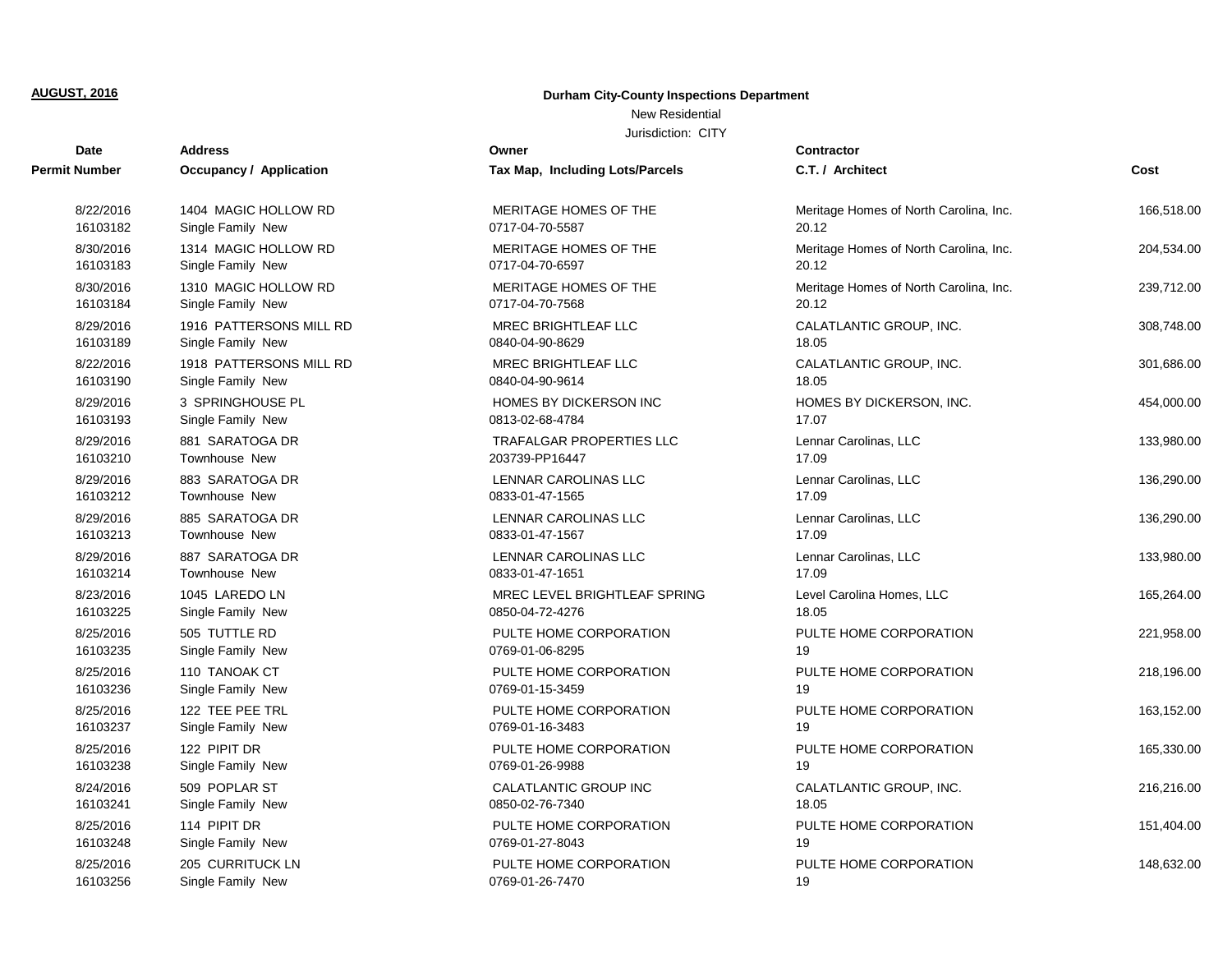**AUGUST, 2016**

**Durham City-County Inspections Department**

New Residential

Jurisdiction: CITY

| Date / Permit Number | Address / Occupancy / Application | Owner / Tax Map, Including Lots/Parcels | Contractor / C.T. / Architect | Cost |
|---|---|---|---|---|
| 8/22/2016<br>16103182 | 1404 MAGIC HOLLOW RD<br>Single Family New | MERITAGE HOMES OF THE<br>0717-04-70-5587 | Meritage Homes of North Carolina, Inc.<br>20.12 | 166,518.00 |
| 8/30/2016<br>16103183 | 1314 MAGIC HOLLOW RD<br>Single Family New | MERITAGE HOMES OF THE<br>0717-04-70-6597 | Meritage Homes of North Carolina, Inc.<br>20.12 | 204,534.00 |
| 8/30/2016<br>16103184 | 1310 MAGIC HOLLOW RD<br>Single Family New | MERITAGE HOMES OF THE<br>0717-04-70-7568 | Meritage Homes of North Carolina, Inc.<br>20.12 | 239,712.00 |
| 8/29/2016<br>16103189 | 1916 PATTERSONS MILL RD<br>Single Family New | MREC BRIGHTLEAF LLC<br>0840-04-90-8629 | CALATLANTIC GROUP, INC.<br>18.05 | 308,748.00 |
| 8/22/2016<br>16103190 | 1918 PATTERSONS MILL RD<br>Single Family New | MREC BRIGHTLEAF LLC<br>0840-04-90-9614 | CALATLANTIC GROUP, INC.<br>18.05 | 301,686.00 |
| 8/29/2016<br>16103193 | 3 SPRINGHOUSE PL<br>Single Family New | HOMES BY DICKERSON INC<br>0813-02-68-4784 | HOMES BY DICKERSON, INC.<br>17.07 | 454,000.00 |
| 8/29/2016<br>16103210 | 881 SARATOGA DR<br>Townhouse New | TRAFALGAR PROPERTIES LLC<br>203739-PP16447 | Lennar Carolinas, LLC<br>17.09 | 133,980.00 |
| 8/29/2016<br>16103212 | 883 SARATOGA DR<br>Townhouse New | LENNAR CAROLINAS LLC<br>0833-01-47-1565 | Lennar Carolinas, LLC<br>17.09 | 136,290.00 |
| 8/29/2016<br>16103213 | 885 SARATOGA DR<br>Townhouse New | LENNAR CAROLINAS LLC<br>0833-01-47-1567 | Lennar Carolinas, LLC<br>17.09 | 136,290.00 |
| 8/29/2016<br>16103214 | 887 SARATOGA DR<br>Townhouse New | LENNAR CAROLINAS LLC<br>0833-01-47-1651 | Lennar Carolinas, LLC<br>17.09 | 133,980.00 |
| 8/23/2016<br>16103225 | 1045 LAREDO LN<br>Single Family New | MREC LEVEL BRIGHTLEAF SPRING<br>0850-04-72-4276 | Level Carolina Homes, LLC<br>18.05 | 165,264.00 |
| 8/25/2016<br>16103235 | 505 TUTTLE RD<br>Single Family New | PULTE HOME CORPORATION<br>0769-01-06-8295 | PULTE HOME CORPORATION<br>19 | 221,958.00 |
| 8/25/2016<br>16103236 | 110 TANOAK CT<br>Single Family New | PULTE HOME CORPORATION<br>0769-01-15-3459 | PULTE HOME CORPORATION<br>19 | 218,196.00 |
| 8/25/2016<br>16103237 | 122 TEE PEE TRL<br>Single Family New | PULTE HOME CORPORATION<br>0769-01-16-3483 | PULTE HOME CORPORATION<br>19 | 163,152.00 |
| 8/25/2016<br>16103238 | 122 PIPIT DR<br>Single Family New | PULTE HOME CORPORATION<br>0769-01-26-9988 | PULTE HOME CORPORATION<br>19 | 165,330.00 |
| 8/24/2016<br>16103241 | 509 POPLAR ST<br>Single Family New | CALATLANTIC GROUP INC<br>0850-02-76-7340 | CALATLANTIC GROUP, INC.<br>18.05 | 216,216.00 |
| 8/25/2016<br>16103248 | 114 PIPIT DR<br>Single Family New | PULTE HOME CORPORATION<br>0769-01-27-8043 | PULTE HOME CORPORATION<br>19 | 151,404.00 |
| 8/25/2016<br>16103256 | 205 CURRITUCK LN<br>Single Family New | PULTE HOME CORPORATION<br>0769-01-26-7470 | PULTE HOME CORPORATION<br>19 | 148,632.00 |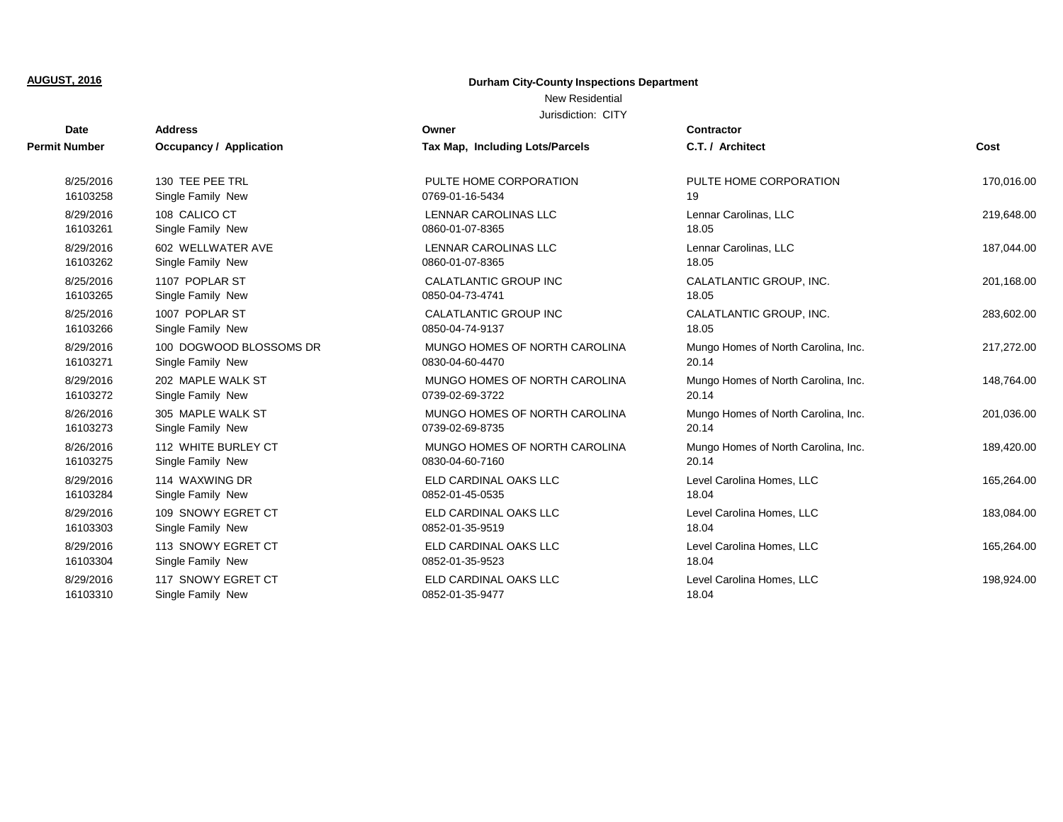**AUGUST, 2016**

**Durham City-County Inspections Department**

New Residential

Jurisdiction: CITY

| Date<br>Permit Number | Address<br>Occupancy / Application | Owner<br>Tax Map, Including Lots/Parcels | Contractor<br>C.T. / Architect | Cost |
|---|---|---|---|---|
| 8/25/2016<br>16103258 | 130 TEE PEE TRL<br>Single Family New | PULTE HOME CORPORATION<br>0769-01-16-5434 | PULTE HOME CORPORATION<br>19 | 170,016.00 |
| 8/29/2016<br>16103261 | 108 CALICO CT<br>Single Family New | LENNAR CAROLINAS LLC<br>0860-01-07-8365 | Lennar Carolinas, LLC<br>18.05 | 219,648.00 |
| 8/29/2016<br>16103262 | 602 WELLWATER AVE<br>Single Family New | LENNAR CAROLINAS LLC<br>0860-01-07-8365 | Lennar Carolinas, LLC<br>18.05 | 187,044.00 |
| 8/25/2016<br>16103265 | 1107 POPLAR ST<br>Single Family New | CALATLANTIC GROUP INC<br>0850-04-73-4741 | CALATLANTIC GROUP, INC.<br>18.05 | 201,168.00 |
| 8/25/2016<br>16103266 | 1007 POPLAR ST<br>Single Family New | CALATLANTIC GROUP INC<br>0850-04-74-9137 | CALATLANTIC GROUP, INC.<br>18.05 | 283,602.00 |
| 8/29/2016<br>16103271 | 100 DOGWOOD BLOSSOMS DR<br>Single Family New | MUNGO HOMES OF NORTH CAROLINA<br>0830-04-60-4470 | Mungo Homes of North Carolina, Inc.<br>20.14 | 217,272.00 |
| 8/29/2016<br>16103272 | 202 MAPLE WALK ST<br>Single Family New | MUNGO HOMES OF NORTH CAROLINA<br>0739-02-69-3722 | Mungo Homes of North Carolina, Inc.<br>20.14 | 148,764.00 |
| 8/26/2016<br>16103273 | 305 MAPLE WALK ST<br>Single Family New | MUNGO HOMES OF NORTH CAROLINA<br>0739-02-69-8735 | Mungo Homes of North Carolina, Inc.<br>20.14 | 201,036.00 |
| 8/26/2016<br>16103275 | 112 WHITE BURLEY CT<br>Single Family New | MUNGO HOMES OF NORTH CAROLINA<br>0830-04-60-7160 | Mungo Homes of North Carolina, Inc.<br>20.14 | 189,420.00 |
| 8/29/2016<br>16103284 | 114 WAXWING DR<br>Single Family New | ELD CARDINAL OAKS LLC<br>0852-01-45-0535 | Level Carolina Homes, LLC<br>18.04 | 165,264.00 |
| 8/29/2016<br>16103303 | 109 SNOWY EGRET CT<br>Single Family New | ELD CARDINAL OAKS LLC<br>0852-01-35-9519 | Level Carolina Homes, LLC<br>18.04 | 183,084.00 |
| 8/29/2016<br>16103304 | 113 SNOWY EGRET CT<br>Single Family New | ELD CARDINAL OAKS LLC<br>0852-01-35-9523 | Level Carolina Homes, LLC<br>18.04 | 165,264.00 |
| 8/29/2016<br>16103310 | 117 SNOWY EGRET CT<br>Single Family New | ELD CARDINAL OAKS LLC<br>0852-01-35-9477 | Level Carolina Homes, LLC<br>18.04 | 198,924.00 |